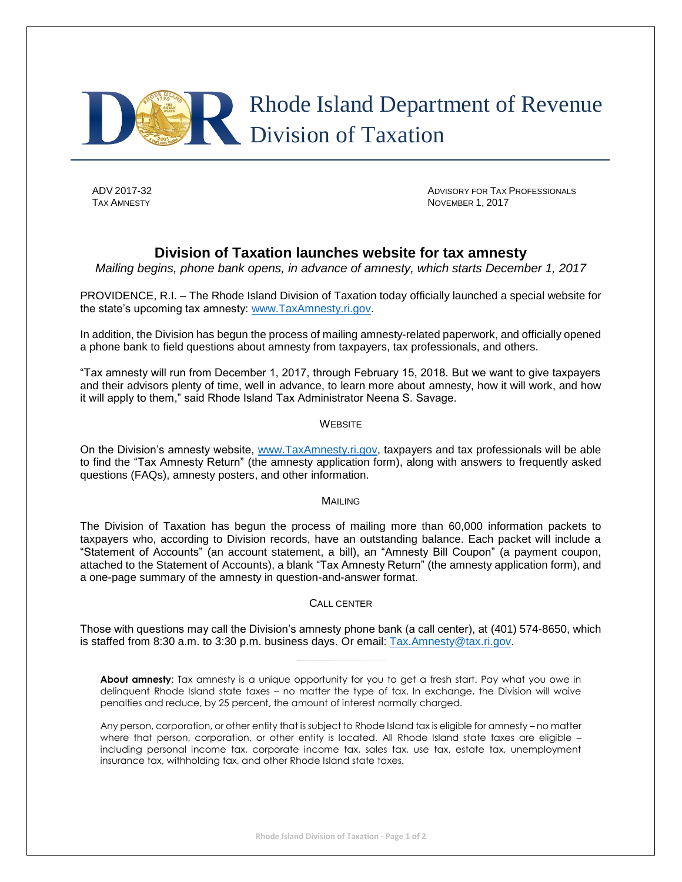Rhode Island Department of Revenue
Division of Taxation

ADV 2017-32
TAX AMNESTY

ADVISORY FOR TAX PROFESSIONALS
NOVEMBER 1, 2017

# Division of Taxation launches website for tax amnesty

*Mailing begins, phone bank opens, in advance of amnesty, which starts December 1, 2017*

PROVIDENCE, R.I. – The Rhode Island Division of Taxation today officially launched a special website for the state's upcoming tax amnesty: www.TaxAmnesty.ri.gov.

In addition, the Division has begun the process of mailing amnesty-related paperwork, and officially opened a phone bank to field questions about amnesty from taxpayers, tax professionals, and others.

"Tax amnesty will run from December 1, 2017, through February 15, 2018. But we want to give taxpayers and their advisors plenty of time, well in advance, to learn more about amnesty, how it will work, and how it will apply to them," said Rhode Island Tax Administrator Neena S. Savage.

## WEBSITE

On the Division's amnesty website, www.TaxAmnesty.ri.gov, taxpayers and tax professionals will be able to find the "Tax Amnesty Return" (the amnesty application form), along with answers to frequently asked questions (FAQs), amnesty posters, and other information.

## MAILING

The Division of Taxation has begun the process of mailing more than 60,000 information packets to taxpayers who, according to Division records, have an outstanding balance. Each packet will include a "Statement of Accounts" (an account statement, a bill), an "Amnesty Bill Coupon" (a payment coupon, attached to the Statement of Accounts), a blank "Tax Amnesty Return" (the amnesty application form), and a one-page summary of the amnesty in question-and-answer format.

## CALL CENTER

Those with questions may call the Division's amnesty phone bank (a call center), at (401) 574-8650, which is staffed from 8:30 a.m. to 3:30 p.m. business days. Or email: Tax.Amnesty@tax.ri.gov.

---

**About amnesty**: Tax amnesty is a unique opportunity for you to get a fresh start. Pay what you owe in delinquent Rhode Island state taxes – no matter the type of tax. In exchange, the Division will waive penalties and reduce, by 25 percent, the amount of interest normally charged.

Any person, corporation, or other entity that is subject to Rhode Island tax is eligible for amnesty – no matter where that person, corporation, or other entity is located. All Rhode Island state taxes are eligible – including personal income tax, corporate income tax, sales tax, use tax, estate tax, unemployment insurance tax, withholding tax, and other Rhode Island state taxes.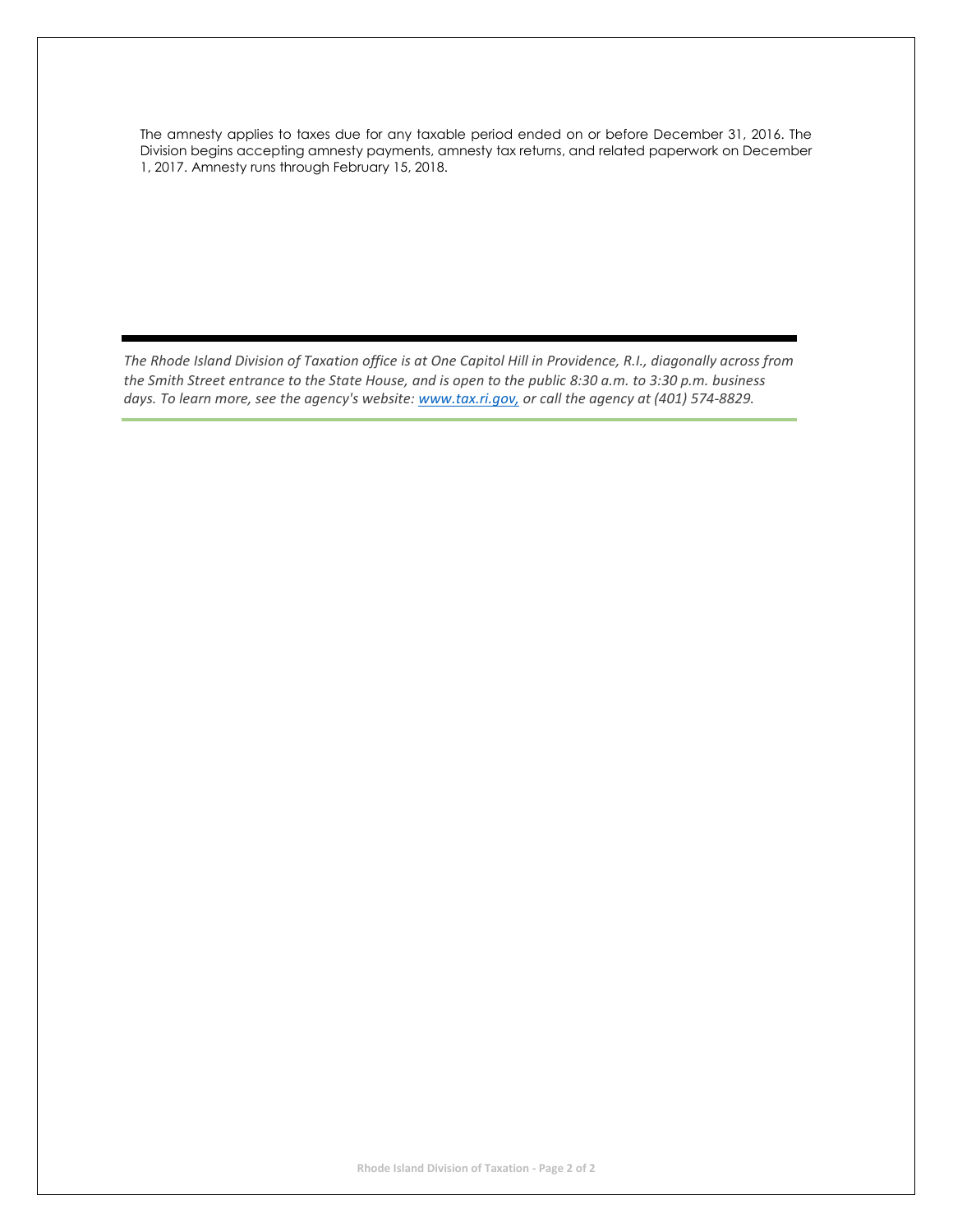The amnesty applies to taxes due for any taxable period ended on or before December 31, 2016. The Division begins accepting amnesty payments, amnesty tax returns, and related paperwork on December 1, 2017. Amnesty runs through February 15, 2018.

---

*The Rhode Island Division of Taxation office is at One Capitol Hill in Providence, R.I., diagonally across from the Smith Street entrance to the State House, and is open to the public 8:30 a.m. to 3:30 p.m. business days. To learn more, see the agency's website: [www.tax.ri.gov,](http://www.tax.ri.gov) or call the agency at (401) 574-8829.*